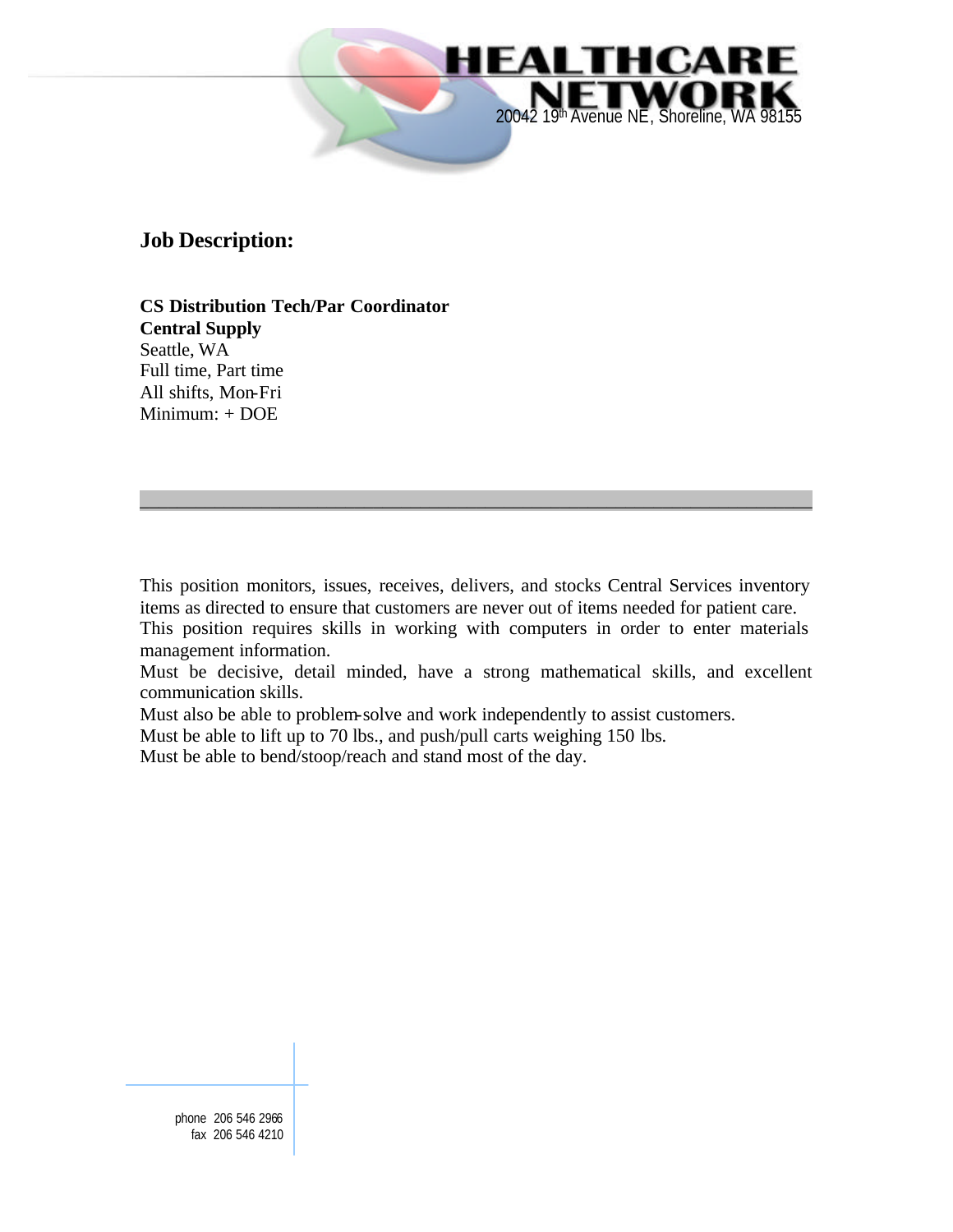# HEALTHCARE NETWORK

20042 19th Avenue NE, Shoreline, WA 98155

## Job Description:

**CS Distribution Tech/Par Coordinator**
**Central Supply**
Seattle, WA
Full time, Part time
All shifts, Mon-Fri
Minimum: + DOE

---

This position monitors, issues, receives, delivers, and stocks Central Services inventory items as directed to ensure that customers are never out of items needed for patient care.
This position requires skills in working with computers in order to enter materials management information.
Must be decisive, detail minded, have a strong mathematical skills, and excellent communication skills.
Must also be able to problem-solve and work independently to assist customers.
Must be able to lift up to 70 lbs., and push/pull carts weighing 150 lbs.
Must be able to bend/stoop/reach and stand most of the day.

phone 206 546 2966
fax 206 546 4210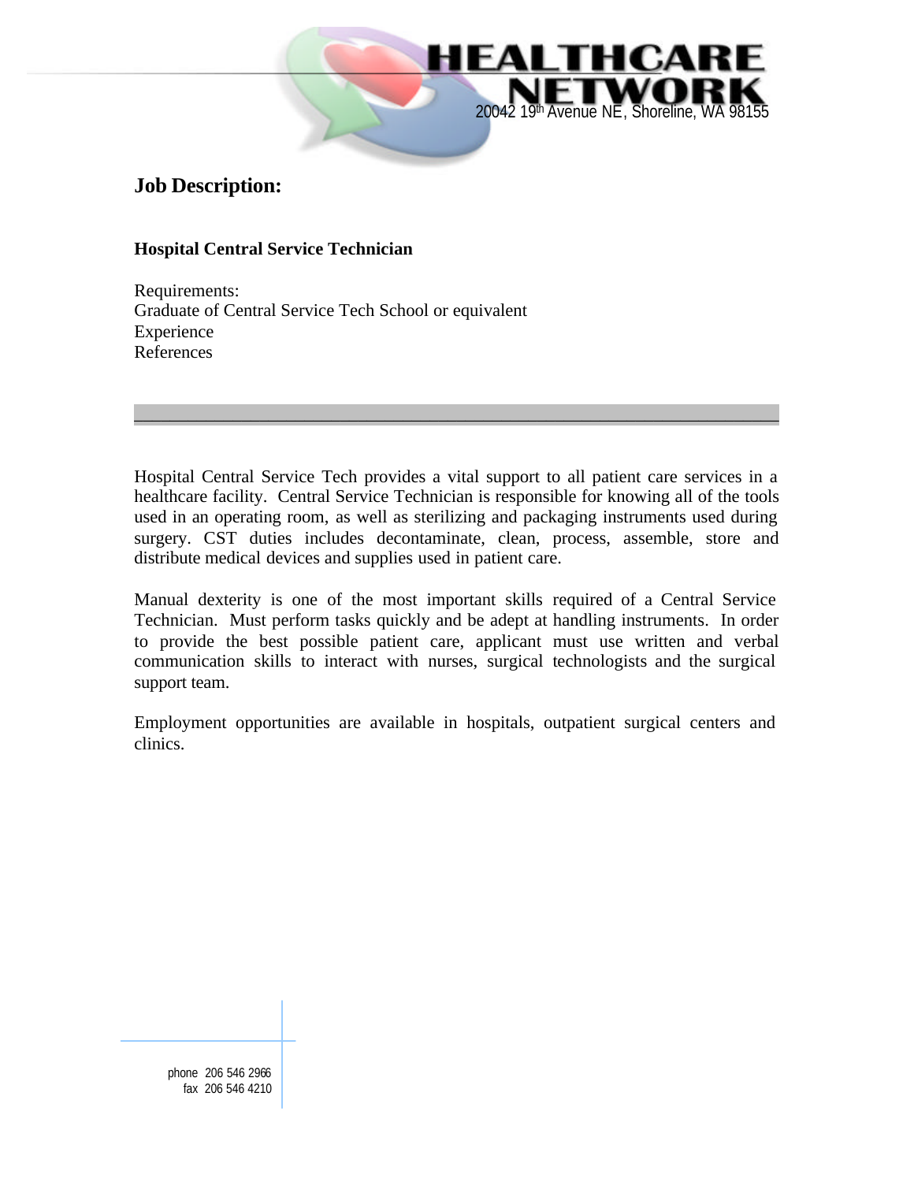HEALTHCARE NETWORK

20042 19th Avenue NE, Shoreline, WA 98155

## Job Description:

### Hospital Central Service Technician

Requirements:
Graduate of Central Service Tech School or equivalent
Experience
References

---

Hospital Central Service Tech provides a vital support to all patient care services in a healthcare facility. Central Service Technician is responsible for knowing all of the tools used in an operating room, as well as sterilizing and packaging instruments used during surgery. CST duties includes decontaminate, clean, process, assemble, store and distribute medical devices and supplies used in patient care.

Manual dexterity is one of the most important skills required of a Central Service Technician. Must perform tasks quickly and be adept at handling instruments. In order to provide the best possible patient care, applicant must use written and verbal communication skills to interact with nurses, surgical technologists and the surgical support team.

Employment opportunities are available in hospitals, outpatient surgical centers and clinics.

phone 206 546 2966
fax 206 546 4210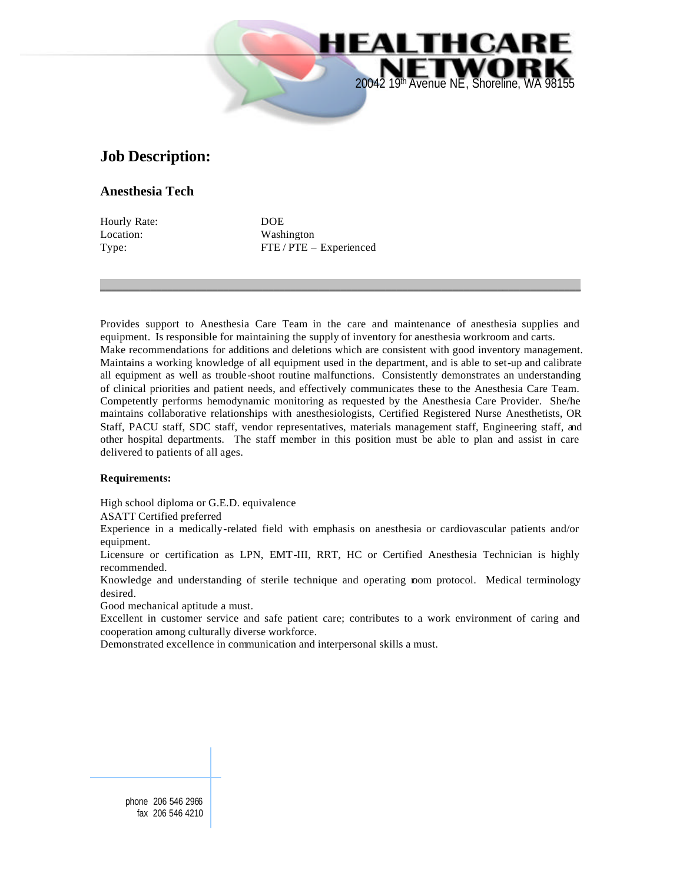HEALTHCARE NETWORK

20042 19th Avenue NE, Shoreline, WA 98155

## Job Description:

### Anesthesia Tech

| | |
|---|---|
| Hourly Rate: | DOE |
| Location: | Washington |
| Type: | FTE / PTE – Experienced |

Provides support to Anesthesia Care Team in the care and maintenance of anesthesia supplies and equipment. Is responsible for maintaining the supply of inventory for anesthesia workroom and carts. Make recommendations for additions and deletions which are consistent with good inventory management. Maintains a working knowledge of all equipment used in the department, and is able to set-up and calibrate all equipment as well as trouble-shoot routine malfunctions. Consistently demonstrates an understanding of clinical priorities and patient needs, and effectively communicates these to the Anesthesia Care Team. Competently performs hemodynamic monitoring as requested by the Anesthesia Care Provider. She/he maintains collaborative relationships with anesthesiologists, Certified Registered Nurse Anesthetists, OR Staff, PACU staff, SDC staff, vendor representatives, materials management staff, Engineering staff, and other hospital departments. The staff member in this position must be able to plan and assist in care delivered to patients of all ages.

**Requirements:**

High school diploma or G.E.D. equivalence
ASATT Certified preferred
Experience in a medically-related field with emphasis on anesthesia or cardiovascular patients and/or equipment.
Licensure or certification as LPN, EMT-III, RRT, HC or Certified Anesthesia Technician is highly recommended.
Knowledge and understanding of sterile technique and operating room protocol. Medical terminology desired.
Good mechanical aptitude a must.
Excellent in customer service and safe patient care; contributes to a work environment of caring and cooperation among culturally diverse workforce.
Demonstrated excellence in communication and interpersonal skills a must.

phone 206 546 2966
fax 206 546 4210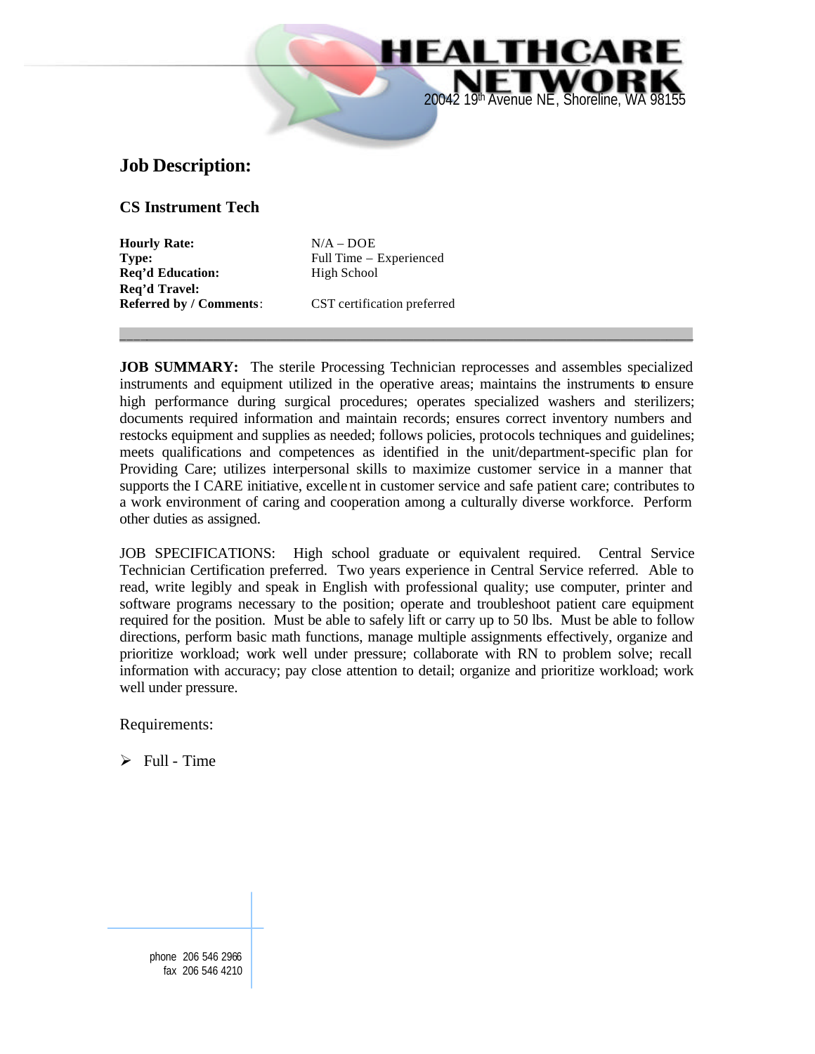# HEALTHCARE NETWORK

20042 19th Avenue NE, Shoreline, WA 98155

## Job Description:

### CS Instrument Tech

| | |
|---|---|
| **Hourly Rate:** | N/A – DOE |
| **Type:** | Full Time – Experienced |
| **Req'd Education:** | High School |
| **Req'd Travel:** | |
| **Referred by / Comments:** | CST certification preferred |

**JOB SUMMARY:** The sterile Processing Technician reprocesses and assembles specialized instruments and equipment utilized in the operative areas; maintains the instruments to ensure high performance during surgical procedures; operates specialized washers and sterilizers; documents required information and maintain records; ensures correct inventory numbers and restocks equipment and supplies as needed; follows policies, protocols techniques and guidelines; meets qualifications and competences as identified in the unit/department-specific plan for Providing Care; utilizes interpersonal skills to maximize customer service in a manner that supports the I CARE initiative, excellent in customer service and safe patient care; contributes to a work environment of caring and cooperation among a culturally diverse workforce. Perform other duties as assigned.

JOB SPECIFICATIONS: High school graduate or equivalent required. Central Service Technician Certification preferred. Two years experience in Central Service referred. Able to read, write legibly and speak in English with professional quality; use computer, printer and software programs necessary to the position; operate and troubleshoot patient care equipment required for the position. Must be able to safely lift or carry up to 50 lbs. Must be able to follow directions, perform basic math functions, manage multiple assignments effectively, organize and prioritize workload; work well under pressure; collaborate with RN to problem solve; recall information with accuracy; pay close attention to detail; organize and prioritize workload; work well under pressure.

Requirements:

- Full - Time

phone 206 546 2966
fax 206 546 4210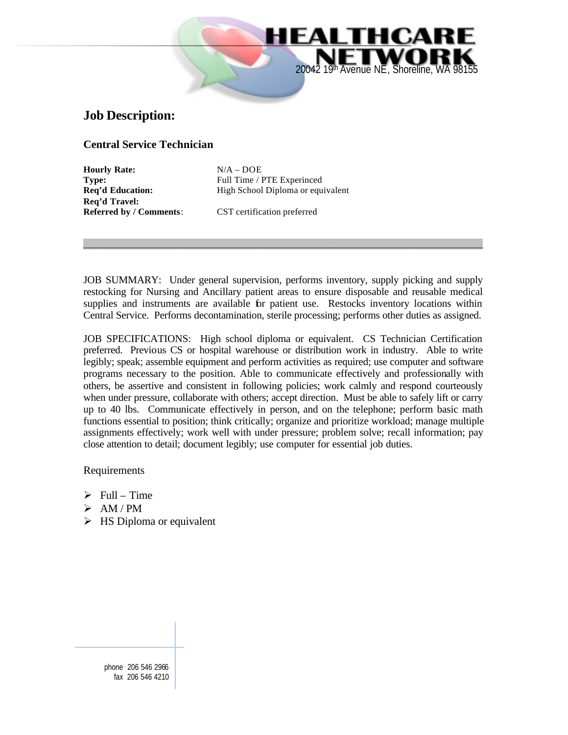# HEALTHCARE NETWORK

20042 19th Avenue NE, Shoreline, WA 98155

## Job Description:

### Central Service Technician

**Hourly Rate:** N/A – DOE
**Type:** Full Time / PTE Experinced
**Req'd Education:** High School Diploma or equivalent
**Req'd Travel:**
**Referred by / Comments:** CST certification preferred

---

JOB SUMMARY: Under general supervision, performs inventory, supply picking and supply restocking for Nursing and Ancillary patient areas to ensure disposable and reusable medical supplies and instruments are available for patient use. Restocks inventory locations within Central Service. Performs decontamination, sterile processing; performs other duties as assigned.

JOB SPECIFICATIONS: High school diploma or equivalent. CS Technician Certification preferred. Previous CS or hospital warehouse or distribution work in industry. Able to write legibly; speak; assemble equipment and perform activities as required; use computer and software programs necessary to the position. Able to communicate effectively and professionally with others, be assertive and consistent in following policies; work calmly and respond courteously when under pressure, collaborate with others; accept direction. Must be able to safely lift or carry up to 40 lbs. Communicate effectively in person, and on the telephone; perform basic math functions essential to position; think critically; organize and prioritize workload; manage multiple assignments effectively; work well with under pressure; problem solve; recall information; pay close attention to detail; document legibly; use computer for essential job duties.

Requirements

- Full – Time
- AM / PM
- HS Diploma or equivalent

phone 206 546 2966
fax 206 546 4210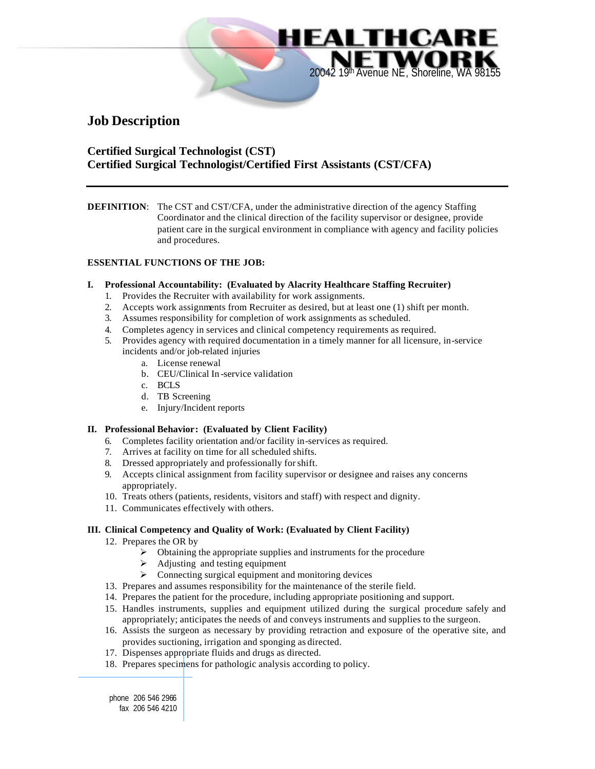HEALTHCARE NETWORK
20042 19th Avenue NE, Shoreline, WA 98155

# Job Description

## Certified Surgical Technologist (CST)
## Certified Surgical Technologist/Certified First Assistants (CST/CFA)

---

**DEFINITION**: The CST and CST/CFA, under the administrative direction of the agency Staffing Coordinator and the clinical direction of the facility supervisor or designee, provide patient care in the surgical environment in compliance with agency and facility policies and procedures.

**ESSENTIAL FUNCTIONS OF THE JOB:**

**I. Professional Accountability: (Evaluated by Alacrity Healthcare Staffing Recruiter)**

1. Provides the Recruiter with availability for work assignments.
2. Accepts work assignments from Recruiter as desired, but at least one (1) shift per month.
3. Assumes responsibility for completion of work assignments as scheduled.
4. Completes agency in services and clinical competency requirements as required.
5. Provides agency with required documentation in a timely manner for all licensure, in-service incidents and/or job-related injuries
    a. License renewal
    b. CEU/Clinical In-service validation
    c. BCLS
    d. TB Screening
    e. Injury/Incident reports

**II. Professional Behavior: (Evaluated by Client Facility)**

6. Completes facility orientation and/or facility in-services as required.
7. Arrives at facility on time for all scheduled shifts.
8. Dressed appropriately and professionally for shift.
9. Accepts clinical assignment from facility supervisor or designee and raises any concerns appropriately.
10. Treats others (patients, residents, visitors and staff) with respect and dignity.
11. Communicates effectively with others.

**III. Clinical Competency and Quality of Work: (Evaluated by Client Facility)**

12. Prepares the OR by
    - Obtaining the appropriate supplies and instruments for the procedure
    - Adjusting and testing equipment
    - Connecting surgical equipment and monitoring devices
13. Prepares and assumes responsibility for the maintenance of the sterile field.
14. Prepares the patient for the procedure, including appropriate positioning and support.
15. Handles instruments, supplies and equipment utilized during the surgical procedure safely and appropriately; anticipates the needs of and conveys instruments and supplies to the surgeon.
16. Assists the surgeon as necessary by providing retraction and exposure of the operative site, and provides suctioning, irrigation and sponging as directed.
17. Dispenses appropriate fluids and drugs as directed.
18. Prepares specimens for pathologic analysis according to policy.

phone 206 546 2966
fax 206 546 4210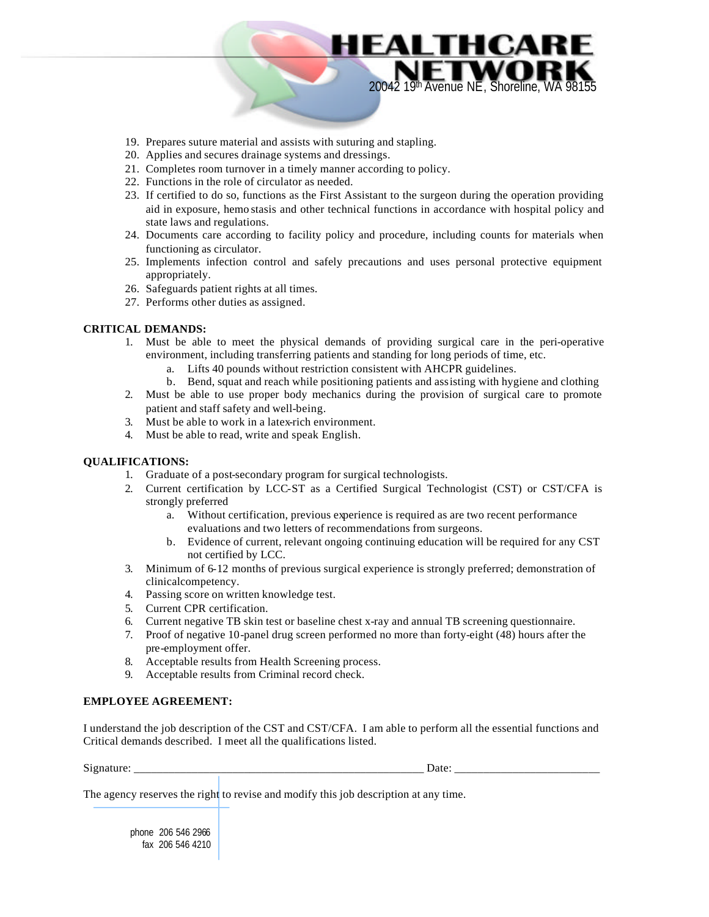19. Prepares suture material and assists with suturing and stapling.
20. Applies and secures drainage systems and dressings.
21. Completes room turnover in a timely manner according to policy.
22. Functions in the role of circulator as needed.
23. If certified to do so, functions as the First Assistant to the surgeon during the operation providing aid in exposure, hemo stasis and other technical functions in accordance with hospital policy and state laws and regulations.
24. Documents care according to facility policy and procedure, including counts for materials when functioning as circulator.
25. Implements infection control and safely precautions and uses personal protective equipment appropriately.
26. Safeguards patient rights at all times.
27. Performs other duties as assigned.

**CRITICAL DEMANDS:**

1. Must be able to meet the physical demands of providing surgical care in the peri-operative environment, including transferring patients and standing for long periods of time, etc.
    a. Lifts 40 pounds without restriction consistent with AHCPR guidelines.
    b. Bend, squat and reach while positioning patients and assisting with hygiene and clothing
2. Must be able to use proper body mechanics during the provision of surgical care to promote patient and staff safety and well-being.
3. Must be able to work in a latex-rich environment.
4. Must be able to read, write and speak English.

**QUALIFICATIONS:**

1. Graduate of a post-secondary program for surgical technologists.
2. Current certification by LCC-ST as a Certified Surgical Technologist (CST) or CST/CFA is strongly preferred
    a. Without certification, previous experience is required as are two recent performance evaluations and two letters of recommendations from surgeons.
    b. Evidence of current, relevant ongoing continuing education will be required for any CST not certified by LCC.
3. Minimum of 6-12 months of previous surgical experience is strongly preferred; demonstration of clinicalcompetency.
4. Passing score on written knowledge test.
5. Current CPR certification.
6. Current negative TB skin test or baseline chest x-ray and annual TB screening questionnaire.
7. Proof of negative 10-panel drug screen performed no more than forty-eight (48) hours after the pre-employment offer.
8. Acceptable results from Health Screening process.
9. Acceptable results from Criminal record check.

**EMPLOYEE AGREEMENT:**

I understand the job description of the CST and CST/CFA. I am able to perform all the essential functions and Critical demands described. I meet all the qualifications listed.

Signature: ____________________________________________________ Date: __________________________

The agency reserves the right to revise and modify this job description at any time.